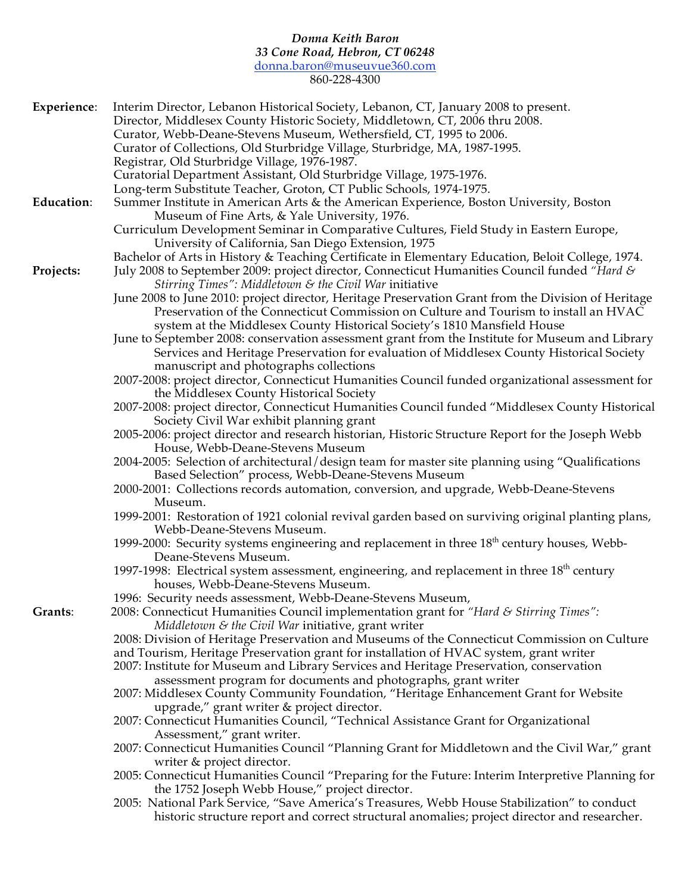***Donna Keith Baron***
***33 Cone Road, Hebron, CT 06248***
donna.baron@museuvue360.com
860-228-4300

**Experience**:

- Interim Director, Lebanon Historical Society, Lebanon, CT, January 2008 to present.
- Director, Middlesex County Historic Society, Middletown, CT, 2006 thru 2008.
- Curator, Webb-Deane-Stevens Museum, Wethersfield, CT, 1995 to 2006.
- Curator of Collections, Old Sturbridge Village, Sturbridge, MA, 1987-1995.
- Registrar, Old Sturbridge Village, 1976-1987.
- Curatorial Department Assistant, Old Sturbridge Village, 1975-1976.
- Long-term Substitute Teacher, Groton, CT Public Schools, 1974-1975.

**Education**:

- Summer Institute in American Arts & the American Experience, Boston University, Boston Museum of Fine Arts, & Yale University, 1976.
- Curriculum Development Seminar in Comparative Cultures, Field Study in Eastern Europe, University of California, San Diego Extension, 1975
- Bachelor of Arts in History & Teaching Certificate in Elementary Education, Beloit College, 1974.

**Projects:**

- July 2008 to September 2009: project director, Connecticut Humanities Council funded *"Hard & Stirring Times": Middletown & the Civil War* initiative
- June 2008 to June 2010: project director, Heritage Preservation Grant from the Division of Heritage Preservation of the Connecticut Commission on Culture and Tourism to install an HVAC system at the Middlesex County Historical Society's 1810 Mansfield House
- June to September 2008: conservation assessment grant from the Institute for Museum and Library Services and Heritage Preservation for evaluation of Middlesex County Historical Society manuscript and photographs collections
- 2007-2008: project director, Connecticut Humanities Council funded organizational assessment for the Middlesex County Historical Society
- 2007-2008: project director, Connecticut Humanities Council funded "Middlesex County Historical Society Civil War exhibit planning grant
- 2005-2006: project director and research historian, Historic Structure Report for the Joseph Webb House, Webb-Deane-Stevens Museum
- 2004-2005: Selection of architectural/design team for master site planning using "Qualifications Based Selection" process, Webb-Deane-Stevens Museum
- 2000-2001: Collections records automation, conversion, and upgrade, Webb-Deane-Stevens Museum.
- 1999-2001: Restoration of 1921 colonial revival garden based on surviving original planting plans, Webb-Deane-Stevens Museum.
- 1999-2000: Security systems engineering and replacement in three 18th century houses, Webb-Deane-Stevens Museum.
- 1997-1998: Electrical system assessment, engineering, and replacement in three 18th century houses, Webb-Deane-Stevens Museum.
- 1996: Security needs assessment, Webb-Deane-Stevens Museum,

**Grants**:

- 2008: Connecticut Humanities Council implementation grant for *"Hard & Stirring Times": Middletown & the Civil War* initiative, grant writer
- 2008: Division of Heritage Preservation and Museums of the Connecticut Commission on Culture and Tourism, Heritage Preservation grant for installation of HVAC system, grant writer
- 2007: Institute for Museum and Library Services and Heritage Preservation, conservation assessment program for documents and photographs, grant writer
- 2007: Middlesex County Community Foundation, "Heritage Enhancement Grant for Website upgrade," grant writer & project director.
- 2007: Connecticut Humanities Council, "Technical Assistance Grant for Organizational Assessment," grant writer.
- 2007: Connecticut Humanities Council "Planning Grant for Middletown and the Civil War," grant writer & project director.
- 2005: Connecticut Humanities Council "Preparing for the Future: Interim Interpretive Planning for the 1752 Joseph Webb House," project director.
- 2005: National Park Service, "Save America's Treasures, Webb House Stabilization" to conduct historic structure report and correct structural anomalies; project director and researcher.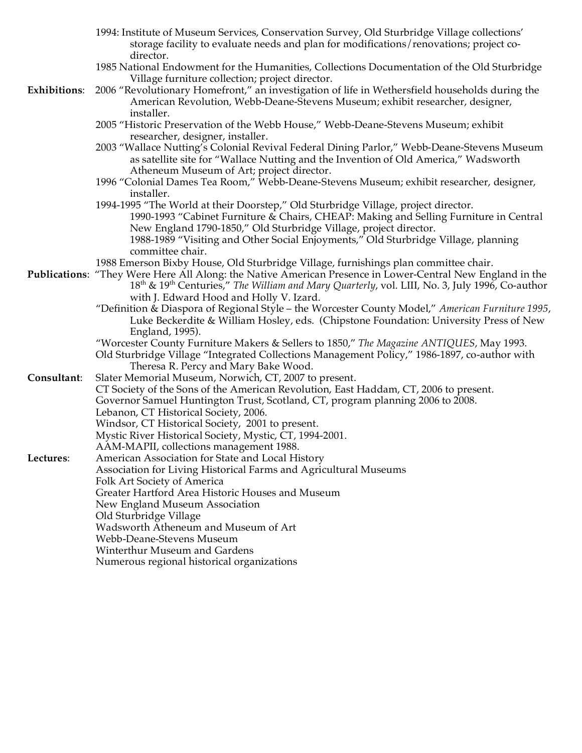1994: Institute of Museum Services, Conservation Survey, Old Sturbridge Village collections' storage facility to evaluate needs and plan for modifications/renovations; project co-director.

1985 National Endowment for the Humanities, Collections Documentation of the Old Sturbridge Village furniture collection; project director.

**Exhibitions**: 2006 "Revolutionary Homefront," an investigation of life in Wethersfield households during the American Revolution, Webb-Deane-Stevens Museum; exhibit researcher, designer, installer.

2005 "Historic Preservation of the Webb House," Webb-Deane-Stevens Museum; exhibit researcher, designer, installer.

2003 "Wallace Nutting's Colonial Revival Federal Dining Parlor," Webb-Deane-Stevens Museum as satellite site for "Wallace Nutting and the Invention of Old America," Wadsworth Atheneum Museum of Art; project director.

1996 "Colonial Dames Tea Room," Webb-Deane-Stevens Museum; exhibit researcher, designer, installer.

1994-1995 "The World at their Doorstep," Old Sturbridge Village, project director.

1990-1993 "Cabinet Furniture & Chairs, CHEAP: Making and Selling Furniture in Central New England 1790-1850," Old Sturbridge Village, project director.

1988-1989 "Visiting and Other Social Enjoyments," Old Sturbridge Village, planning committee chair.

1988 Emerson Bixby House, Old Sturbridge Village, furnishings plan committee chair.

**Publications**: "They Were Here All Along: the Native American Presence in Lower-Central New England in the 18th & 19th Centuries," *The William and Mary Quarterly*, vol. LIII, No. 3, July 1996, Co-author with J. Edward Hood and Holly V. Izard.

"Definition & Diaspora of Regional Style – the Worcester County Model," *American Furniture 1995*, Luke Beckerdite & William Hosley, eds. (Chipstone Foundation: University Press of New England, 1995).

"Worcester County Furniture Makers & Sellers to 1850," *The Magazine ANTIQUES*, May 1993.

Old Sturbridge Village "Integrated Collections Management Policy," 1986-1897, co-author with Theresa R. Percy and Mary Bake Wood.

**Consultant**: Slater Memorial Museum, Norwich, CT, 2007 to present.

CT Society of the Sons of the American Revolution, East Haddam, CT, 2006 to present.

Governor Samuel Huntington Trust, Scotland, CT, program planning 2006 to 2008.

Lebanon, CT Historical Society, 2006.

Windsor, CT Historical Society, 2001 to present.

Mystic River Historical Society, Mystic, CT, 1994-2001.

AAM-MAPII, collections management 1988.

**Lectures**: American Association for State and Local History

Association for Living Historical Farms and Agricultural Museums

Folk Art Society of America

Greater Hartford Area Historic Houses and Museum

New England Museum Association

Old Sturbridge Village

Wadsworth Atheneum and Museum of Art

Webb-Deane-Stevens Museum

Winterthur Museum and Gardens

Numerous regional historical organizations